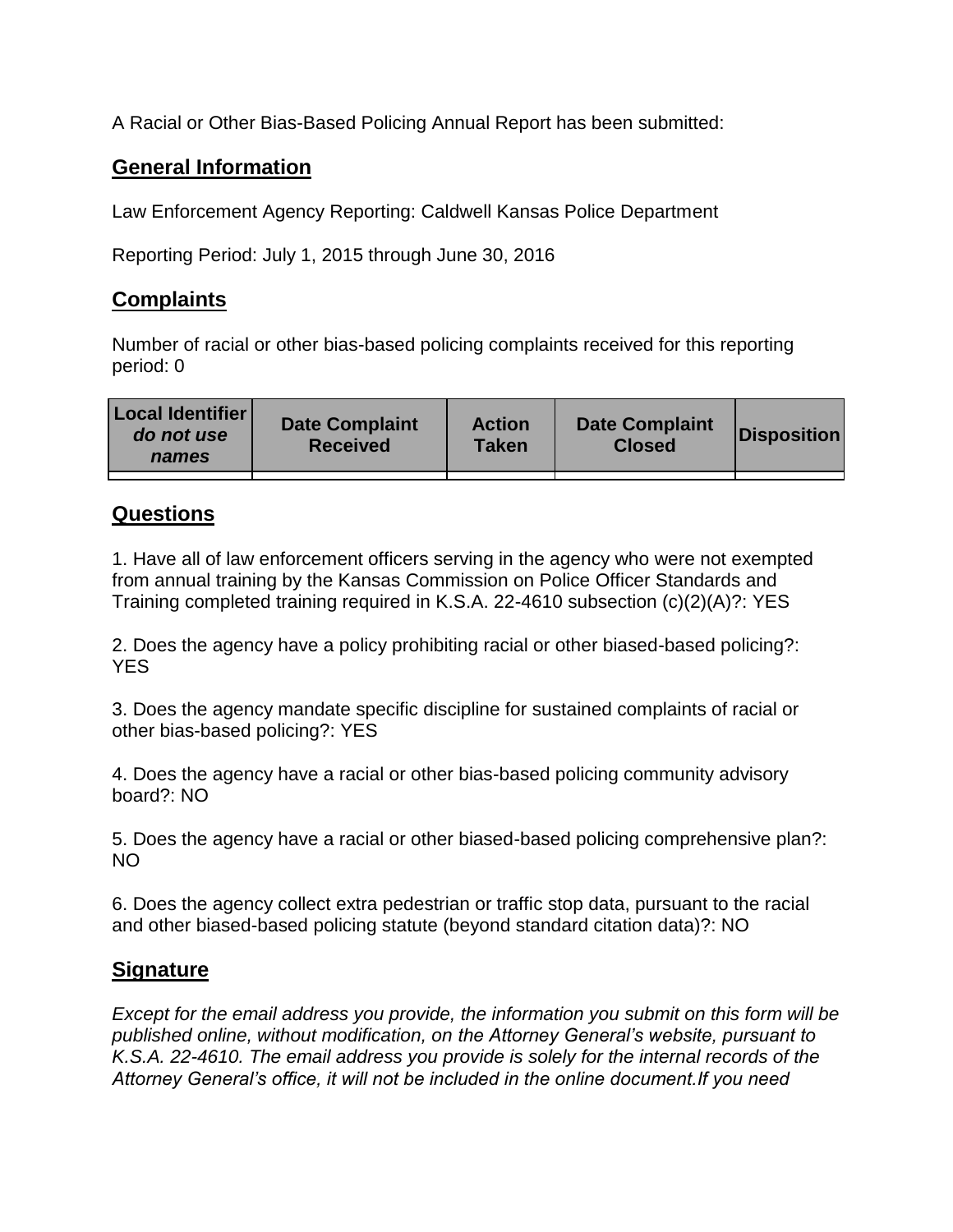A Racial or Other Bias-Based Policing Annual Report has been submitted:

## General Information

Law Enforcement Agency Reporting: Caldwell Kansas Police Department

Reporting Period: July 1, 2015 through June 30, 2016

## Complaints

Number of racial or other bias-based policing complaints received for this reporting period: 0

| Local Identifier *do not use names* | Date Complaint Received | Action Taken | Date Complaint Closed | Disposition |
|---|---|---|---|---|
| | | | | |

## Questions

1. Have all of law enforcement officers serving in the agency who were not exempted from annual training by the Kansas Commission on Police Officer Standards and Training completed training required in K.S.A. 22-4610 subsection (c)(2)(A)?: YES

2. Does the agency have a policy prohibiting racial or other biased-based policing?: YES

3. Does the agency mandate specific discipline for sustained complaints of racial or other bias-based policing?: YES

4. Does the agency have a racial or other bias-based policing community advisory board?: NO

5. Does the agency have a racial or other biased-based policing comprehensive plan?: NO

6. Does the agency collect extra pedestrian or traffic stop data, pursuant to the racial and other biased-based policing statute (beyond standard citation data)?: NO

## Signature

*Except for the email address you provide, the information you submit on this form will be published online, without modification, on the Attorney General's website, pursuant to K.S.A. 22-4610. The email address you provide is solely for the internal records of the Attorney General's office, it will not be included in the online document.If you need*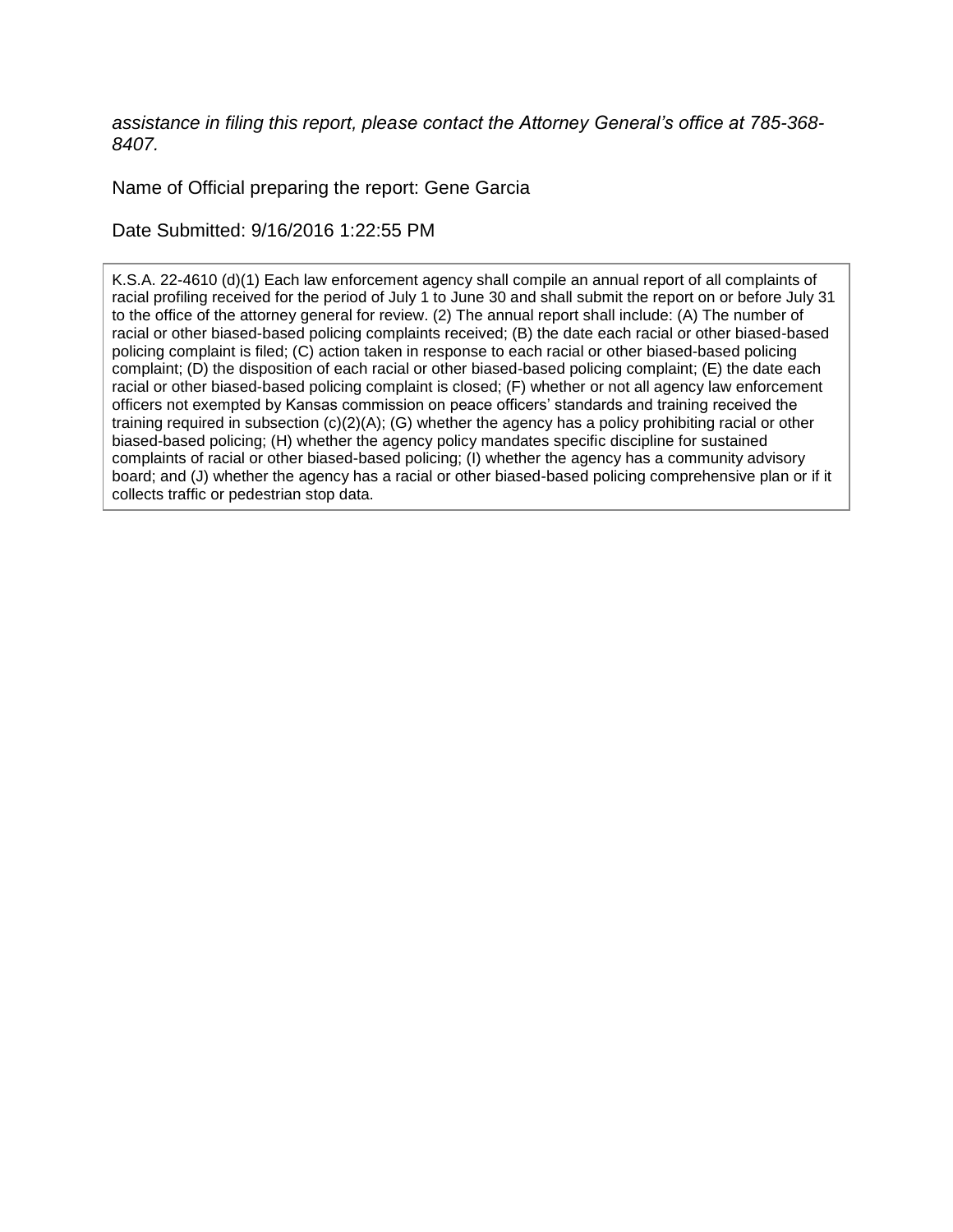*assistance in filing this report, please contact the Attorney General's office at 785-368-8407.*

Name of Official preparing the report: Gene Garcia

Date Submitted: 9/16/2016 1:22:55 PM

K.S.A. 22-4610 (d)(1) Each law enforcement agency shall compile an annual report of all complaints of racial profiling received for the period of July 1 to June 30 and shall submit the report on or before July 31 to the office of the attorney general for review. (2) The annual report shall include: (A) The number of racial or other biased-based policing complaints received; (B) the date each racial or other biased-based policing complaint is filed; (C) action taken in response to each racial or other biased-based policing complaint; (D) the disposition of each racial or other biased-based policing complaint; (E) the date each racial or other biased-based policing complaint is closed; (F) whether or not all agency law enforcement officers not exempted by Kansas commission on peace officers' standards and training received the training required in subsection (c)(2)(A); (G) whether the agency has a policy prohibiting racial or other biased-based policing; (H) whether the agency policy mandates specific discipline for sustained complaints of racial or other biased-based policing; (I) whether the agency has a community advisory board; and (J) whether the agency has a racial or other biased-based policing comprehensive plan or if it collects traffic or pedestrian stop data.